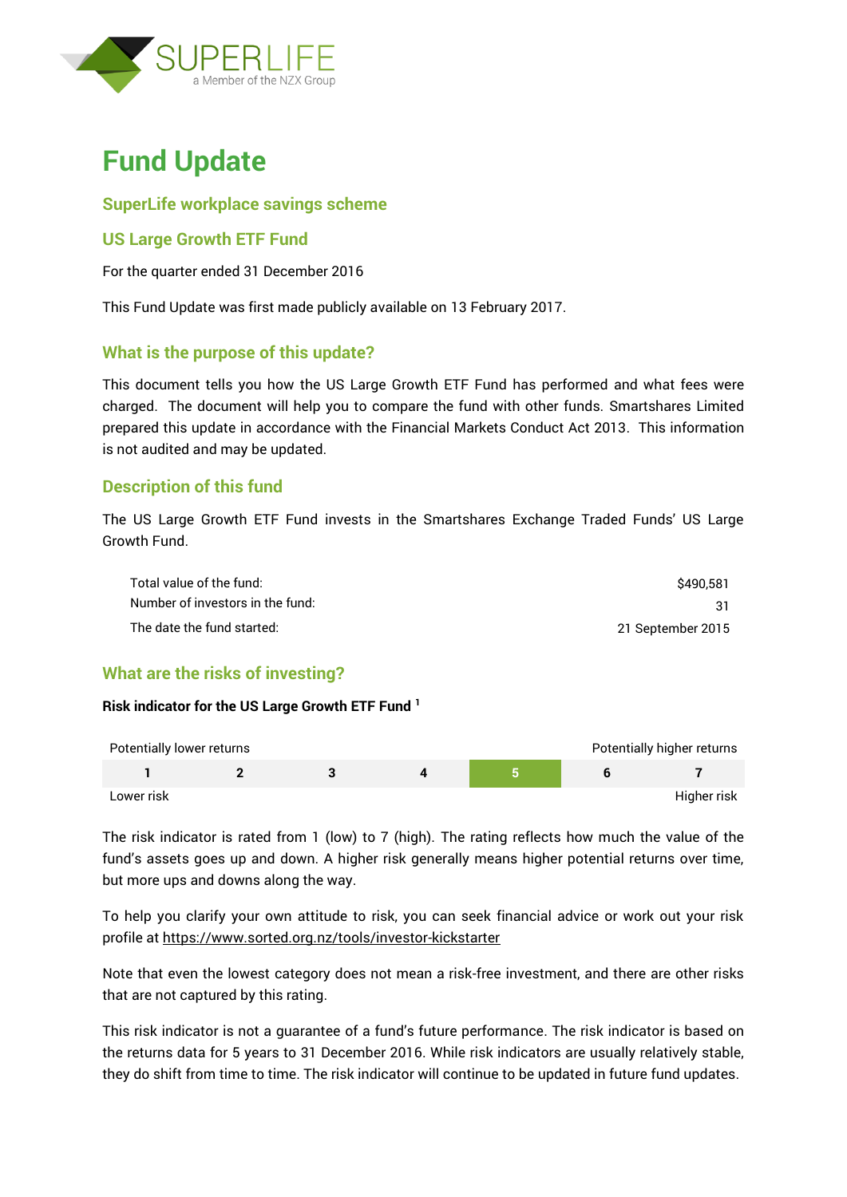# Fund Update

## SuperLife workplace savings scheme

## US Large Growth ETF Fund

For the quarter ended 31 December 2016

This Fund Update was first made publicly available on 13 February 2017.

## What is the purpose of this update?

This document tells you how the US Large Growth ETF Fund has performed and what fees were charged. The document will help you to compare the fund with other funds. Smartshares Limited prepared this update in accordance with the Financial Markets Conduct Act 2013. This information is not audited and may be updated.

## Description of this fund

The US Large Growth ETF Fund invests in the Smartshares Exchange Traded Funds' US Large Growth Fund.

| | |
|---|---|
| Total value of the fund: | $490,581 |
| Number of investors in the fund: | 31 |
| The date the fund started: | 21 September 2015 |

## What are the risks of investing?

**Risk indicator for the US Large Growth ETF Fund [1]**

| Potentially lower returns | | | | | | Potentially higher returns |
|---|---|---|---|---|---|---|
| 1 | 2 | 3 | 4 | **5** | 6 | 7 |
| Lower risk | | | | | | Higher risk |

The risk indicator is rated from 1 (low) to 7 (high). The rating reflects how much the value of the fund's assets goes up and down. A higher risk generally means higher potential returns over time, but more ups and downs along the way.

To help you clarify your own attitude to risk, you can seek financial advice or work out your risk profile at https://www.sorted.org.nz/tools/investor-kickstarter

Note that even the lowest category does not mean a risk-free investment, and there are other risks that are not captured by this rating.

This risk indicator is not a guarantee of a fund's future performance. The risk indicator is based on the returns data for 5 years to 31 December 2016. While risk indicators are usually relatively stable, they do shift from time to time. The risk indicator will continue to be updated in future fund updates.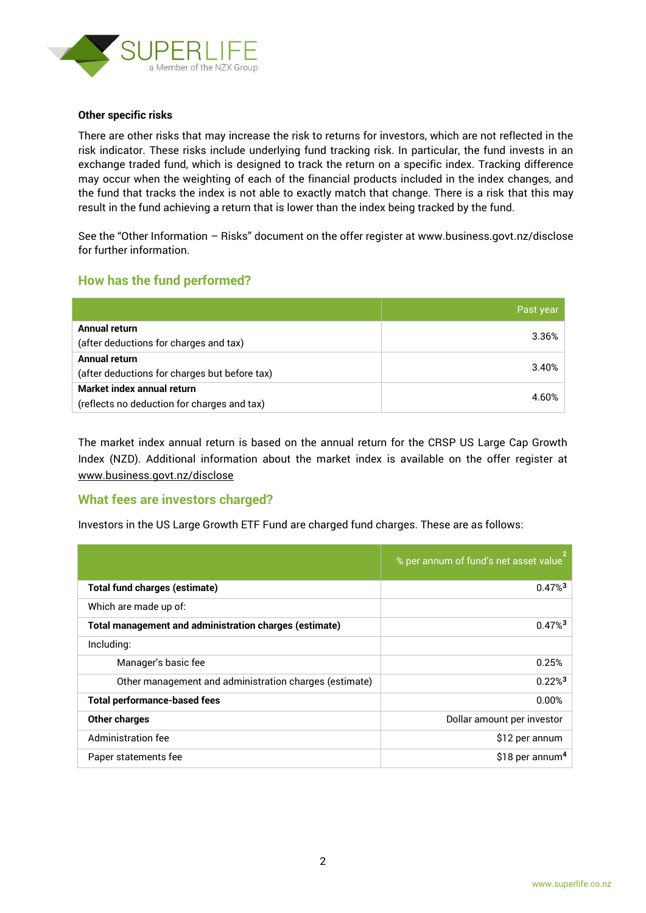**Other specific risks**

There are other risks that may increase the risk to returns for investors, which are not reflected in the risk indicator. These risks include underlying fund tracking risk. In particular, the fund invests in an exchange traded fund, which is designed to track the return on a specific index. Tracking difference may occur when the weighting of each of the financial products included in the index changes, and the fund that tracks the index is not able to exactly match that change. There is a risk that this may result in the fund achieving a return that is lower than the index being tracked by the fund.

See the "Other Information – Risks" document on the offer register at www.business.govt.nz/disclose for further information.

## How has the fund performed?

| | Past year |
|---|---|
| **Annual return** (after deductions for charges and tax) | 3.36% |
| **Annual return** (after deductions for charges but before tax) | 3.40% |
| **Market index annual return** (reflects no deduction for charges and tax) | 4.60% |

The market index annual return is based on the annual return for the CRSP US Large Cap Growth Index (NZD). Additional information about the market index is available on the offer register at www.business.govt.nz/disclose

## What fees are investors charged?

Investors in the US Large Growth ETF Fund are charged fund charges. These are as follows:

| | % per annum of fund's net asset value[2] |
|---|---|
| **Total fund charges (estimate)** | 0.47%[3] |
| Which are made up of: | |
| **Total management and administration charges (estimate)** | 0.47%[3] |
| Including: | |
| Manager's basic fee | 0.25% |
| Other management and administration charges (estimate) | 0.22%[3] |
| **Total performance-based fees** | 0.00% |
| **Other charges** | Dollar amount per investor |
| Administration fee | $12 per annum |
| Paper statements fee | $18 per annum[4] |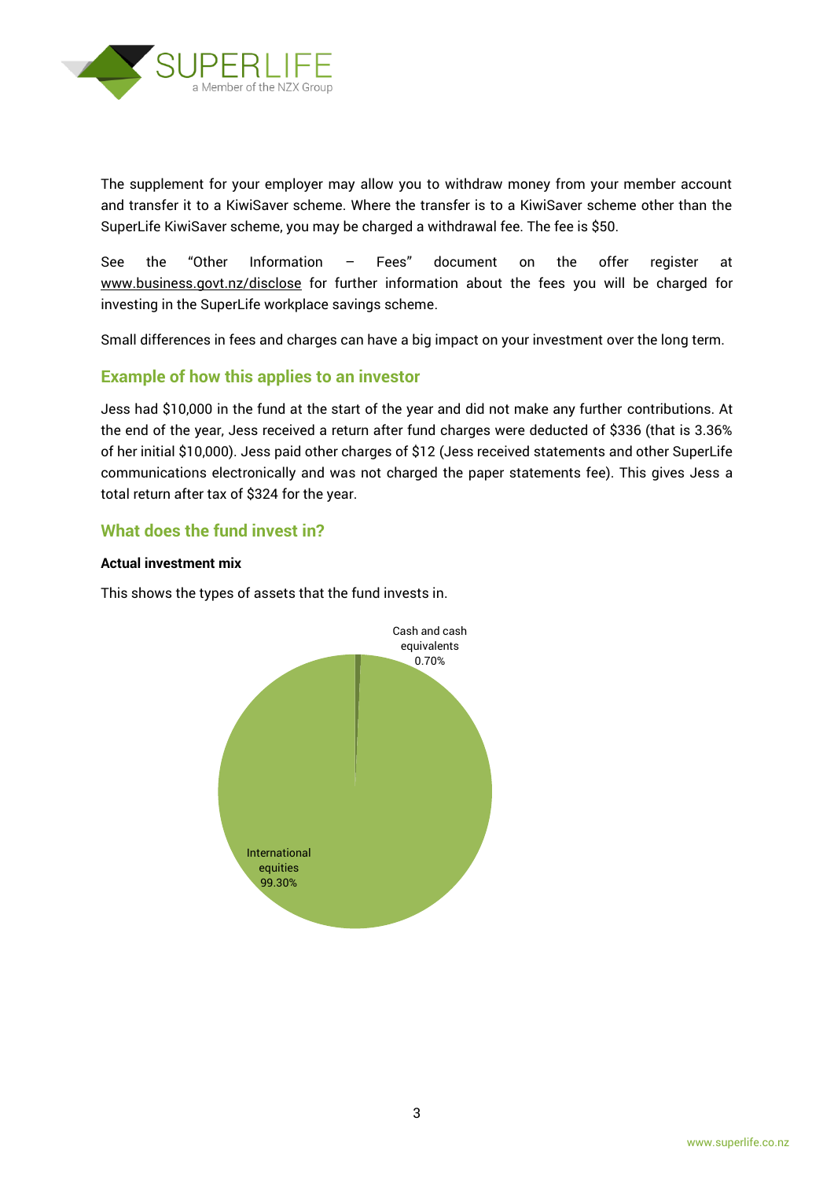The supplement for your employer may allow you to withdraw money from your member account and transfer it to a KiwiSaver scheme. Where the transfer is to a KiwiSaver scheme other than the SuperLife KiwiSaver scheme, you may be charged a withdrawal fee. The fee is $50.

See the "Other Information – Fees" document on the offer register at www.business.govt.nz/disclose for further information about the fees you will be charged for investing in the SuperLife workplace savings scheme.

Small differences in fees and charges can have a big impact on your investment over the long term.

## Example of how this applies to an investor

Jess had $10,000 in the fund at the start of the year and did not make any further contributions. At the end of the year, Jess received a return after fund charges were deducted of $336 (that is 3.36% of her initial $10,000). Jess paid other charges of $12 (Jess received statements and other SuperLife communications electronically and was not charged the paper statements fee). This gives Jess a total return after tax of $324 for the year.

## What does the fund invest in?

**Actual investment mix**

This shows the types of assets that the fund invests in.

| Asset type | Allocation |
|---|---|
| Cash and cash equivalents | 0.70% |
| International equities | 99.30% |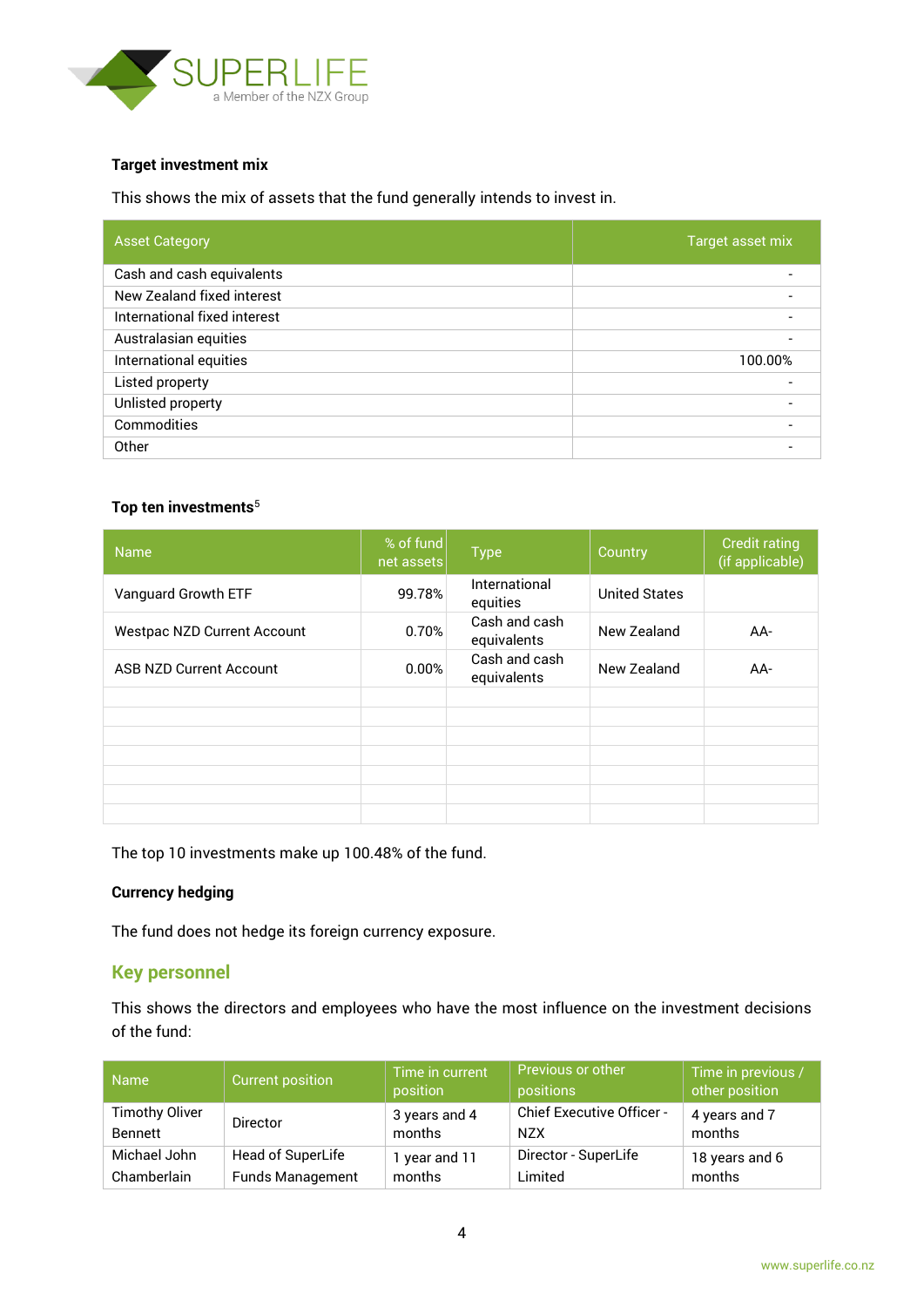### Target investment mix

This shows the mix of assets that the fund generally intends to invest in.

| Asset Category | Target asset mix |
|---|---|
| Cash and cash equivalents | - |
| New Zealand fixed interest | - |
| International fixed interest | - |
| Australasian equities | - |
| International equities | 100.00% |
| Listed property | - |
| Unlisted property | - |
| Commodities | - |
| Other | - |

### Top ten investments[5]

| Name | % of fund net assets | Type | Country | Credit rating (if applicable) |
|---|---|---|---|---|
| Vanguard Growth ETF | 99.78% | International equities | United States | |
| Westpac NZD Current Account | 0.70% | Cash and cash equivalents | New Zealand | AA- |
| ASB NZD Current Account | 0.00% | Cash and cash equivalents | New Zealand | AA- |
| | | | | |
| | | | | |
| | | | | |
| | | | | |
| | | | | |
| | | | | |
| | | | | |

The top 10 investments make up 100.48% of the fund.

### Currency hedging

The fund does not hedge its foreign currency exposure.

## Key personnel

This shows the directors and employees who have the most influence on the investment decisions of the fund:

| Name | Current position | Time in current position | Previous or other positions | Time in previous / other position |
|---|---|---|---|---|
| Timothy Oliver Bennett | Director | 3 years and 4 months | Chief Executive Officer - NZX | 4 years and 7 months |
| Michael John Chamberlain | Head of SuperLife Funds Management | 1 year and 11 months | Director - SuperLife Limited | 18 years and 6 months |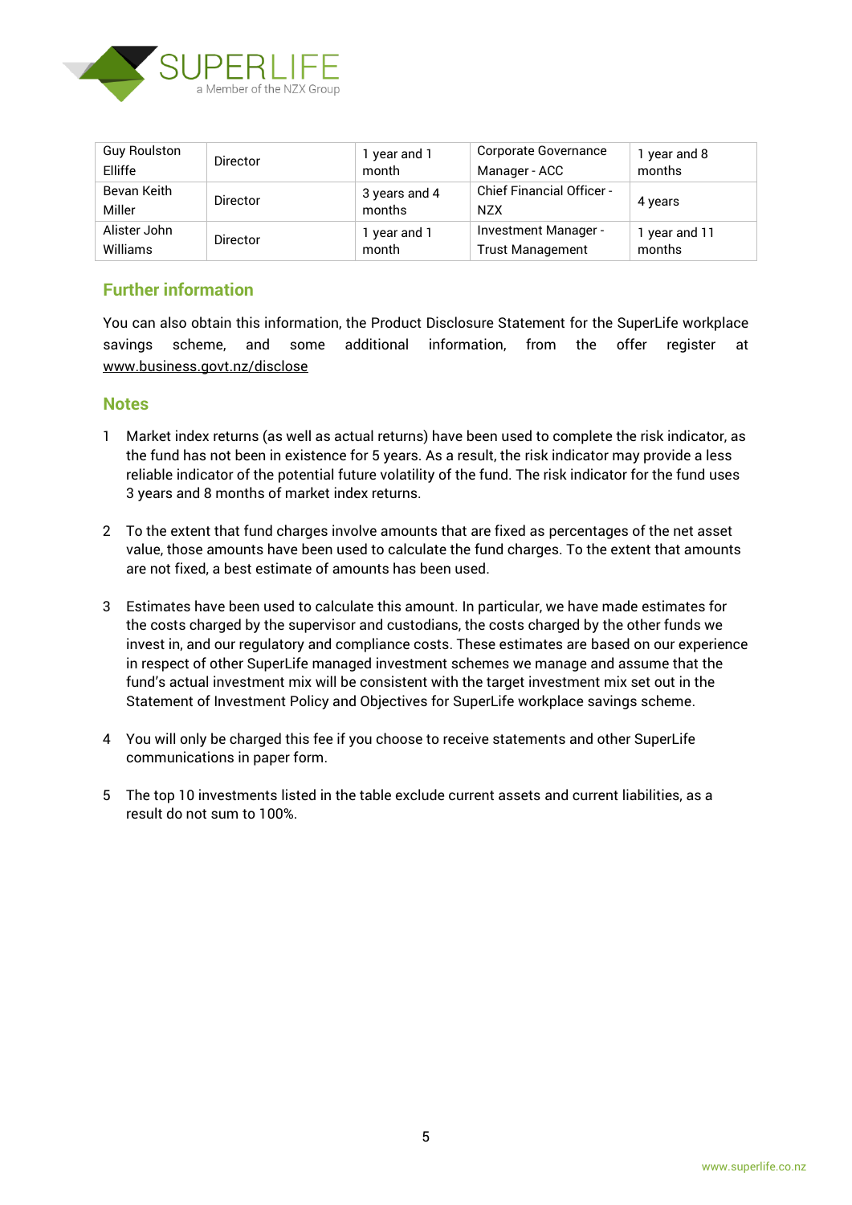| | | | | |
|---|---|---|---|---|
| Guy Roulston Elliffe | Director | 1 year and 1 month | Corporate Governance Manager - ACC | 1 year and 8 months |
| Bevan Keith Miller | Director | 3 years and 4 months | Chief Financial Officer - NZX | 4 years |
| Alister John Williams | Director | 1 year and 1 month | Investment Manager - Trust Management | 1 year and 11 months |

## Further information

You can also obtain this information, the Product Disclosure Statement for the SuperLife workplace savings scheme, and some additional information, from the offer register at www.business.govt.nz/disclose

## Notes

1. Market index returns (as well as actual returns) have been used to complete the risk indicator, as the fund has not been in existence for 5 years. As a result, the risk indicator may provide a less reliable indicator of the potential future volatility of the fund. The risk indicator for the fund uses 3 years and 8 months of market index returns.

2. To the extent that fund charges involve amounts that are fixed as percentages of the net asset value, those amounts have been used to calculate the fund charges. To the extent that amounts are not fixed, a best estimate of amounts has been used.

3. Estimates have been used to calculate this amount. In particular, we have made estimates for the costs charged by the supervisor and custodians, the costs charged by the other funds we invest in, and our regulatory and compliance costs. These estimates are based on our experience in respect of other SuperLife managed investment schemes we manage and assume that the fund's actual investment mix will be consistent with the target investment mix set out in the Statement of Investment Policy and Objectives for SuperLife workplace savings scheme.

4. You will only be charged this fee if you choose to receive statements and other SuperLife communications in paper form.

5. The top 10 investments listed in the table exclude current assets and current liabilities, as a result do not sum to 100%.